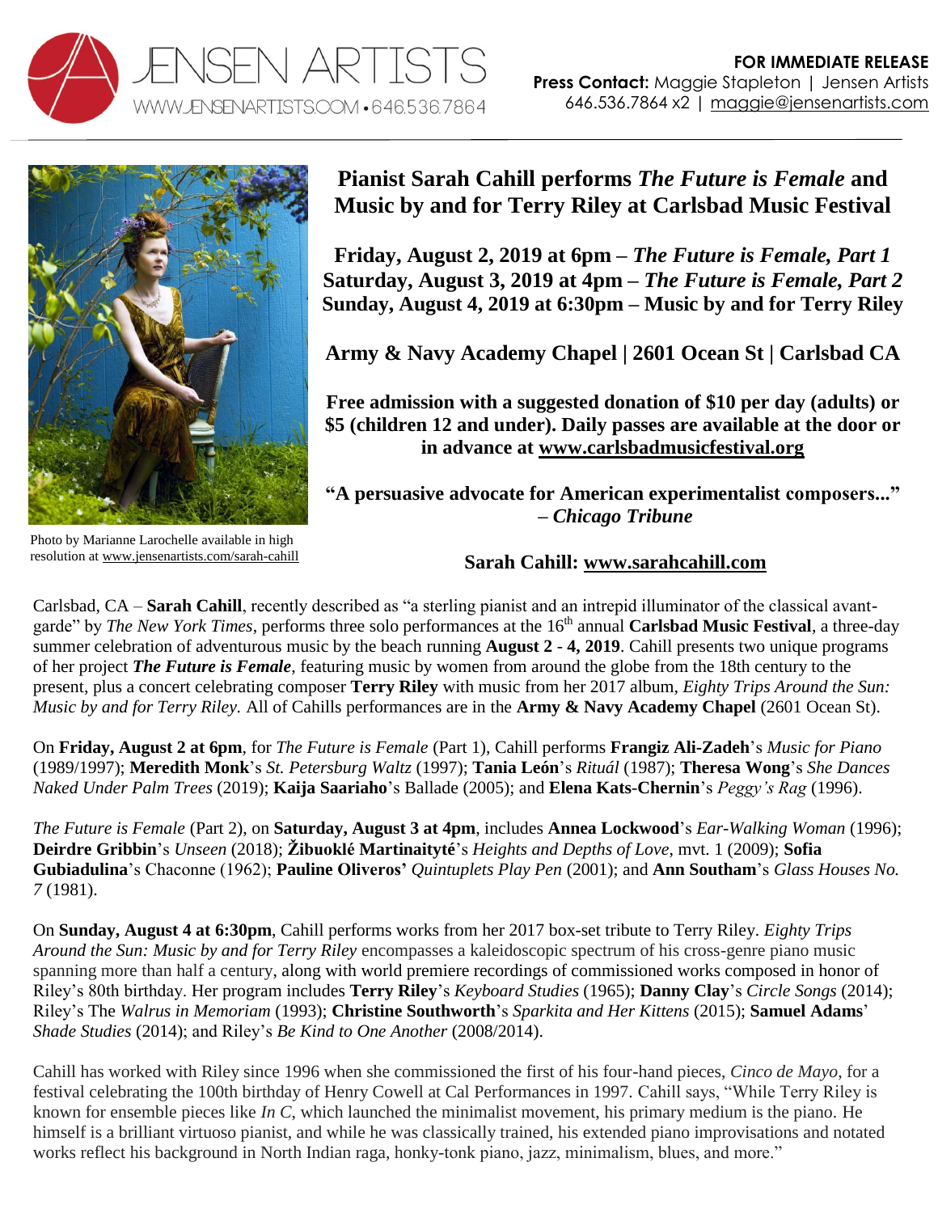JENSEN ARTISTS
WWW.JENSENARTISTS.COM • 646.536.7864

**FOR IMMEDIATE RELEASE**
**Press Contact:** Maggie Stapleton | Jensen Artists
646.536.7864 x2 | maggie@jensenartists.com

Photo by Marianne Larochelle available in high resolution at www.jensenartists.com/sarah-cahill

# Pianist Sarah Cahill performs *The Future is Female* and Music by and for Terry Riley at Carlsbad Music Festival

**Friday, August 2, 2019 at 6pm – *The Future is Female, Part 1***
**Saturday, August 3, 2019 at 4pm – *The Future is Female, Part 2***
**Sunday, August 4, 2019 at 6:30pm – Music by and for Terry Riley**

**Army & Navy Academy Chapel | 2601 Ocean St | Carlsbad CA**

**Free admission with a suggested donation of $10 per day (adults) or $5 (children 12 and under). Daily passes are available at the door or in advance at www.carlsbadmusicfestival.org**

**"A persuasive advocate for American experimentalist composers..." – *Chicago Tribune***

**Sarah Cahill: www.sarahcahill.com**

Carlsbad, CA – **Sarah Cahill**, recently described as "a sterling pianist and an intrepid illuminator of the classical avant-garde" by *The New York Times*, performs three solo performances at the 16th annual **Carlsbad Music Festival**, a three-day summer celebration of adventurous music by the beach running **August 2 - 4, 2019**. Cahill presents two unique programs of her project ***The Future is Female***, featuring music by women from around the globe from the 18th century to the present, plus a concert celebrating composer **Terry Riley** with music from her 2017 album, *Eighty Trips Around the Sun: Music by and for Terry Riley.* All of Cahills performances are in the **Army & Navy Academy Chapel** (2601 Ocean St).

On **Friday, August 2 at 6pm**, for *The Future is Female* (Part 1), Cahill performs **Frangiz Ali-Zadeh**'s *Music for Piano* (1989/1997); **Meredith Monk**'s *St. Petersburg Waltz* (1997); **Tania León**'s *Rituál* (1987); **Theresa Wong**'s *She Dances Naked Under Palm Trees* (2019); **Kaija Saariaho**'s Ballade (2005); and **Elena Kats-Chernin**'s *Peggy's Rag* (1996).

*The Future is Female* (Part 2), on **Saturday, August 3 at 4pm**, includes **Annea Lockwood**'s *Ear-Walking Woman* (1996); **Deirdre Gribbin**'s *Unseen* (2018); **Žibuoklé Martinaityté**'s *Heights and Depths of Love*, mvt. 1 (2009); **Sofia Gubiadulina**'s Chaconne (1962); **Pauline Oliveros'** *Quintuplets Play Pen* (2001); and **Ann Southam**'s *Glass Houses No. 7* (1981).

On **Sunday, August 4 at 6:30pm**, Cahill performs works from her 2017 box-set tribute to Terry Riley. *Eighty Trips Around the Sun: Music by and for Terry Riley* encompasses a kaleidoscopic spectrum of his cross-genre piano music spanning more than half a century, along with world premiere recordings of commissioned works composed in honor of Riley's 80th birthday. Her program includes **Terry Riley**'s *Keyboard Studies* (1965); **Danny Clay**'s *Circle Songs* (2014); Riley's The *Walrus in Memoriam* (1993); **Christine Southworth**'s *Sparkita and Her Kittens* (2015); **Samuel Adams**' *Shade Studies* (2014); and Riley's *Be Kind to One Another* (2008/2014).

Cahill has worked with Riley since 1996 when she commissioned the first of his four-hand pieces, *Cinco de Mayo*, for a festival celebrating the 100th birthday of Henry Cowell at Cal Performances in 1997. Cahill says, "While Terry Riley is known for ensemble pieces like *In C*, which launched the minimalist movement, his primary medium is the piano. He himself is a brilliant virtuoso pianist, and while he was classically trained, his extended piano improvisations and notated works reflect his background in North Indian raga, honky-tonk piano, jazz, minimalism, blues, and more."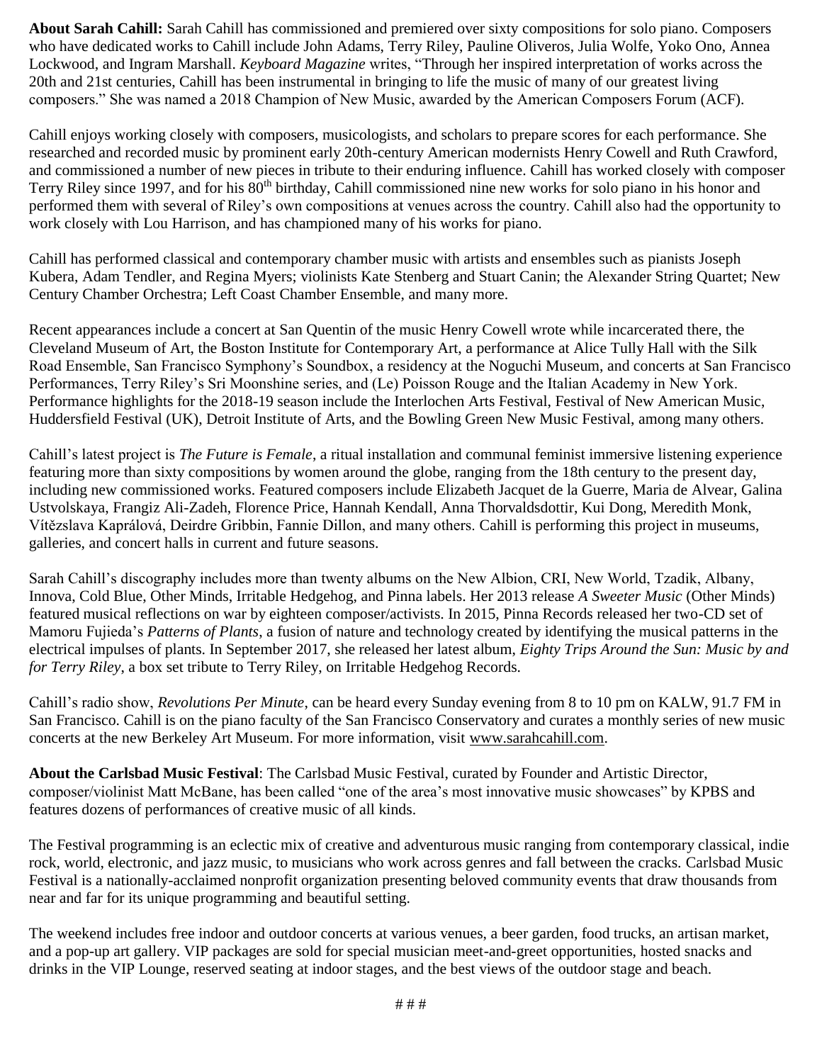**About Sarah Cahill:** Sarah Cahill has commissioned and premiered over sixty compositions for solo piano. Composers who have dedicated works to Cahill include John Adams, Terry Riley, Pauline Oliveros, Julia Wolfe, Yoko Ono, Annea Lockwood, and Ingram Marshall. *Keyboard Magazine* writes, "Through her inspired interpretation of works across the 20th and 21st centuries, Cahill has been instrumental in bringing to life the music of many of our greatest living composers." She was named a 2018 Champion of New Music, awarded by the American Composers Forum (ACF).

Cahill enjoys working closely with composers, musicologists, and scholars to prepare scores for each performance. She researched and recorded music by prominent early 20th-century American modernists Henry Cowell and Ruth Crawford, and commissioned a number of new pieces in tribute to their enduring influence. Cahill has worked closely with composer Terry Riley since 1997, and for his 80th birthday, Cahill commissioned nine new works for solo piano in his honor and performed them with several of Riley's own compositions at venues across the country. Cahill also had the opportunity to work closely with Lou Harrison, and has championed many of his works for piano.

Cahill has performed classical and contemporary chamber music with artists and ensembles such as pianists Joseph Kubera, Adam Tendler, and Regina Myers; violinists Kate Stenberg and Stuart Canin; the Alexander String Quartet; New Century Chamber Orchestra; Left Coast Chamber Ensemble, and many more.

Recent appearances include a concert at San Quentin of the music Henry Cowell wrote while incarcerated there, the Cleveland Museum of Art, the Boston Institute for Contemporary Art, a performance at Alice Tully Hall with the Silk Road Ensemble, San Francisco Symphony's Soundbox, a residency at the Noguchi Museum, and concerts at San Francisco Performances, Terry Riley's Sri Moonshine series, and (Le) Poisson Rouge and the Italian Academy in New York. Performance highlights for the 2018-19 season include the Interlochen Arts Festival, Festival of New American Music, Huddersfield Festival (UK), Detroit Institute of Arts, and the Bowling Green New Music Festival, among many others.

Cahill's latest project is *The Future is Female*, a ritual installation and communal feminist immersive listening experience featuring more than sixty compositions by women around the globe, ranging from the 18th century to the present day, including new commissioned works. Featured composers include Elizabeth Jacquet de la Guerre, Maria de Alvear, Galina Ustvolskaya, Frangiz Ali-Zadeh, Florence Price, Hannah Kendall, Anna Thorvaldsdottir, Kui Dong, Meredith Monk, Vítězslava Kaprálová, Deirdre Gribbin, Fannie Dillon, and many others. Cahill is performing this project in museums, galleries, and concert halls in current and future seasons.

Sarah Cahill's discography includes more than twenty albums on the New Albion, CRI, New World, Tzadik, Albany, Innova, Cold Blue, Other Minds, Irritable Hedgehog, and Pinna labels. Her 2013 release *A Sweeter Music* (Other Minds) featured musical reflections on war by eighteen composer/activists. In 2015, Pinna Records released her two-CD set of Mamoru Fujieda's *Patterns of Plants*, a fusion of nature and technology created by identifying the musical patterns in the electrical impulses of plants. In September 2017, she released her latest album, *Eighty Trips Around the Sun: Music by and for Terry Riley*, a box set tribute to Terry Riley, on Irritable Hedgehog Records.

Cahill's radio show, *Revolutions Per Minute*, can be heard every Sunday evening from 8 to 10 pm on KALW, 91.7 FM in San Francisco. Cahill is on the piano faculty of the San Francisco Conservatory and curates a monthly series of new music concerts at the new Berkeley Art Museum. For more information, visit www.sarahcahill.com.

**About the Carlsbad Music Festival**: The Carlsbad Music Festival, curated by Founder and Artistic Director, composer/violinist Matt McBane, has been called "one of the area's most innovative music showcases" by KPBS and features dozens of performances of creative music of all kinds.

The Festival programming is an eclectic mix of creative and adventurous music ranging from contemporary classical, indie rock, world, electronic, and jazz music, to musicians who work across genres and fall between the cracks. Carlsbad Music Festival is a nationally-acclaimed nonprofit organization presenting beloved community events that draw thousands from near and far for its unique programming and beautiful setting.

The weekend includes free indoor and outdoor concerts at various venues, a beer garden, food trucks, an artisan market, and a pop-up art gallery. VIP packages are sold for special musician meet-and-greet opportunities, hosted snacks and drinks in the VIP Lounge, reserved seating at indoor stages, and the best views of the outdoor stage and beach.

# # #